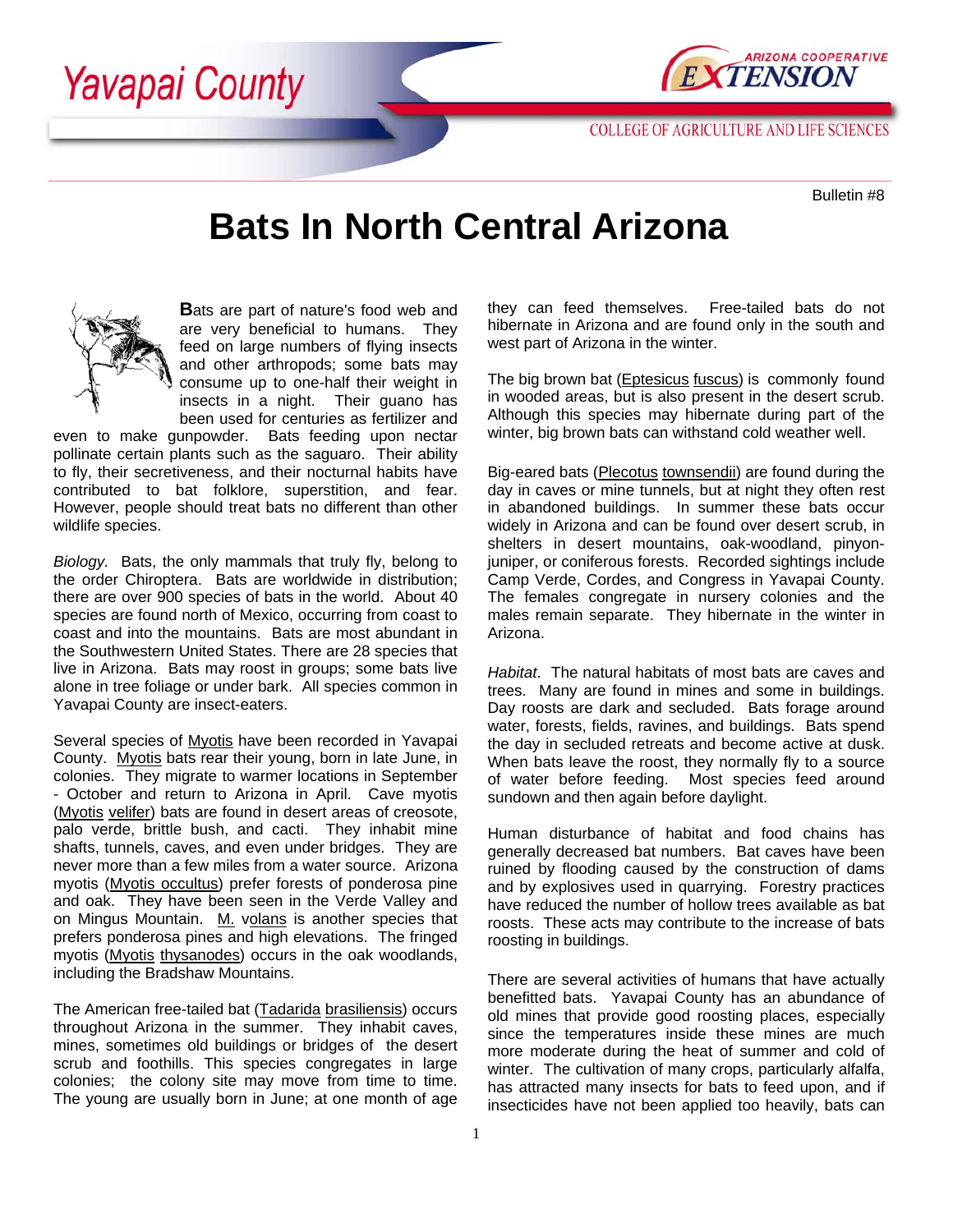Yavapai County

ARIZONA COOPERATIVE EXTENSION

COLLEGE OF AGRICULTURE AND LIFE SCIENCES

Bulletin #8

# Bats In North Central Arizona

**B**ats are part of nature's food web and are very beneficial to humans. They feed on large numbers of flying insects and other arthropods; some bats may consume up to one-half their weight in insects in a night. Their guano has been used for centuries as fertilizer and even to make gunpowder. Bats feeding upon nectar pollinate certain plants such as the saguaro. Their ability to fly, their secretiveness, and their nocturnal habits have contributed to bat folklore, superstition, and fear. However, people should treat bats no different than other wildlife species.

*Biology.* Bats, the only mammals that truly fly, belong to the order Chiroptera. Bats are worldwide in distribution; there are over 900 species of bats in the world. About 40 species are found north of Mexico, occurring from coast to coast and into the mountains. Bats are most abundant in the Southwestern United States. There are 28 species that live in Arizona. Bats may roost in groups; some bats live alone in tree foliage or under bark. All species common in Yavapai County are insect-eaters.

Several species of Myotis have been recorded in Yavapai County. Myotis bats rear their young, born in late June, in colonies. They migrate to warmer locations in September - October and return to Arizona in April. Cave myotis (Myotis velifer) bats are found in desert areas of creosote, palo verde, brittle bush, and cacti. They inhabit mine shafts, tunnels, caves, and even under bridges. They are never more than a few miles from a water source. Arizona myotis (Myotis occultus) prefer forests of ponderosa pine and oak. They have been seen in the Verde Valley and on Mingus Mountain. M. volans is another species that prefers ponderosa pines and high elevations. The fringed myotis (Myotis thysanodes) occurs in the oak woodlands, including the Bradshaw Mountains.

The American free-tailed bat (Tadarida brasiliensis) occurs throughout Arizona in the summer. They inhabit caves, mines, sometimes old buildings or bridges of the desert scrub and foothills. This species congregates in large colonies; the colony site may move from time to time. The young are usually born in June; at one month of age they can feed themselves. Free-tailed bats do not hibernate in Arizona and are found only in the south and west part of Arizona in the winter.

The big brown bat (Eptesicus fuscus) is commonly found in wooded areas, but is also present in the desert scrub. Although this species may hibernate during part of the winter, big brown bats can withstand cold weather well.

Big-eared bats (Plecotus townsendii) are found during the day in caves or mine tunnels, but at night they often rest in abandoned buildings. In summer these bats occur widely in Arizona and can be found over desert scrub, in shelters in desert mountains, oak-woodland, pinyon-juniper, or coniferous forests. Recorded sightings include Camp Verde, Cordes, and Congress in Yavapai County. The females congregate in nursery colonies and the males remain separate. They hibernate in the winter in Arizona.

*Habitat*. The natural habitats of most bats are caves and trees. Many are found in mines and some in buildings. Day roosts are dark and secluded. Bats forage around water, forests, fields, ravines, and buildings. Bats spend the day in secluded retreats and become active at dusk. When bats leave the roost, they normally fly to a source of water before feeding. Most species feed around sundown and then again before daylight.

Human disturbance of habitat and food chains has generally decreased bat numbers. Bat caves have been ruined by flooding caused by the construction of dams and by explosives used in quarrying. Forestry practices have reduced the number of hollow trees available as bat roosts. These acts may contribute to the increase of bats roosting in buildings.

There are several activities of humans that have actually benefitted bats. Yavapai County has an abundance of old mines that provide good roosting places, especially since the temperatures inside these mines are much more moderate during the heat of summer and cold of winter. The cultivation of many crops, particularly alfalfa, has attracted many insects for bats to feed upon, and if insecticides have not been applied too heavily, bats can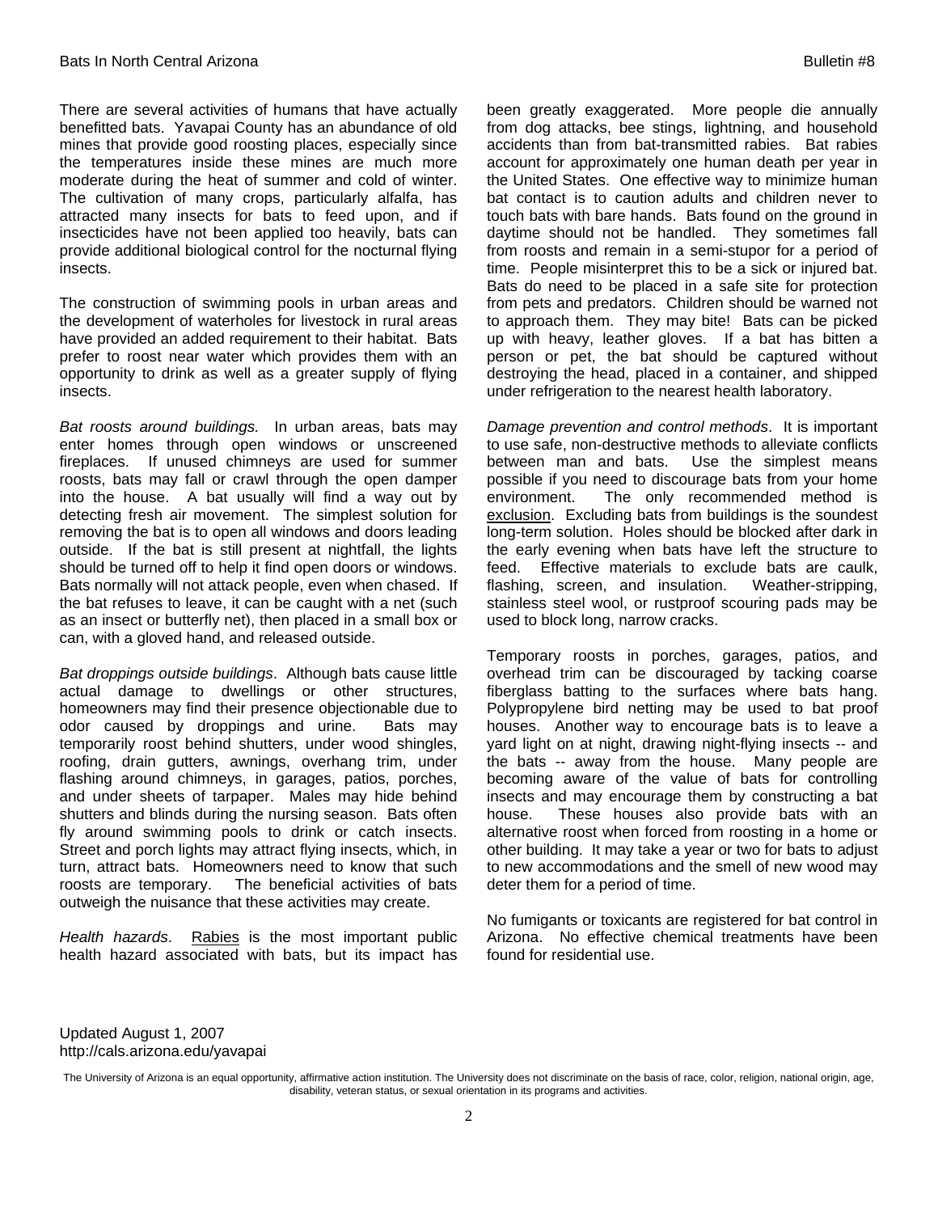There are several activities of humans that have actually benefitted bats. Yavapai County has an abundance of old mines that provide good roosting places, especially since the temperatures inside these mines are much more moderate during the heat of summer and cold of winter. The cultivation of many crops, particularly alfalfa, has attracted many insects for bats to feed upon, and if insecticides have not been applied too heavily, bats can provide additional biological control for the nocturnal flying insects.

The construction of swimming pools in urban areas and the development of waterholes for livestock in rural areas have provided an added requirement to their habitat. Bats prefer to roost near water which provides them with an opportunity to drink as well as a greater supply of flying insects.

*Bat roosts around buildings.* In urban areas, bats may enter homes through open windows or unscreened fireplaces. If unused chimneys are used for summer roosts, bats may fall or crawl through the open damper into the house. A bat usually will find a way out by detecting fresh air movement. The simplest solution for removing the bat is to open all windows and doors leading outside. If the bat is still present at nightfall, the lights should be turned off to help it find open doors or windows. Bats normally will not attack people, even when chased. If the bat refuses to leave, it can be caught with a net (such as an insect or butterfly net), then placed in a small box or can, with a gloved hand, and released outside.

*Bat droppings outside buildings*. Although bats cause little actual damage to dwellings or other structures, homeowners may find their presence objectionable due to odor caused by droppings and urine. Bats may temporarily roost behind shutters, under wood shingles, roofing, drain gutters, awnings, overhang trim, under flashing around chimneys, in garages, patios, porches, and under sheets of tarpaper. Males may hide behind shutters and blinds during the nursing season. Bats often fly around swimming pools to drink or catch insects. Street and porch lights may attract flying insects, which, in turn, attract bats. Homeowners need to know that such roosts are temporary. The beneficial activities of bats outweigh the nuisance that these activities may create.

*Health hazards*. Rabies is the most important public health hazard associated with bats, but its impact has been greatly exaggerated. More people die annually from dog attacks, bee stings, lightning, and household accidents than from bat-transmitted rabies. Bat rabies account for approximately one human death per year in the United States. One effective way to minimize human bat contact is to caution adults and children never to touch bats with bare hands. Bats found on the ground in daytime should not be handled. They sometimes fall from roosts and remain in a semi-stupor for a period of time. People misinterpret this to be a sick or injured bat. Bats do need to be placed in a safe site for protection from pets and predators. Children should be warned not to approach them. They may bite! Bats can be picked up with heavy, leather gloves. If a bat has bitten a person or pet, the bat should be captured without destroying the head, placed in a container, and shipped under refrigeration to the nearest health laboratory.

*Damage prevention and control methods*. It is important to use safe, non-destructive methods to alleviate conflicts between man and bats. Use the simplest means possible if you need to discourage bats from your home environment. The only recommended method is exclusion. Excluding bats from buildings is the soundest long-term solution. Holes should be blocked after dark in the early evening when bats have left the structure to feed. Effective materials to exclude bats are caulk, flashing, screen, and insulation. Weather-stripping, stainless steel wool, or rustproof scouring pads may be used to block long, narrow cracks.

Temporary roosts in porches, garages, patios, and overhead trim can be discouraged by tacking coarse fiberglass batting to the surfaces where bats hang. Polypropylene bird netting may be used to bat proof houses. Another way to encourage bats is to leave a yard light on at night, drawing night-flying insects -- and the bats -- away from the house. Many people are becoming aware of the value of bats for controlling insects and may encourage them by constructing a bat house. These houses also provide bats with an alternative roost when forced from roosting in a home or other building. It may take a year or two for bats to adjust to new accommodations and the smell of new wood may deter them for a period of time.

No fumigants or toxicants are registered for bat control in Arizona. No effective chemical treatments have been found for residential use.

Updated August 1, 2007
http://cals.arizona.edu/yavapai

The University of Arizona is an equal opportunity, affirmative action institution. The University does not discriminate on the basis of race, color, religion, national origin, age, disability, veteran status, or sexual orientation in its programs and activities.